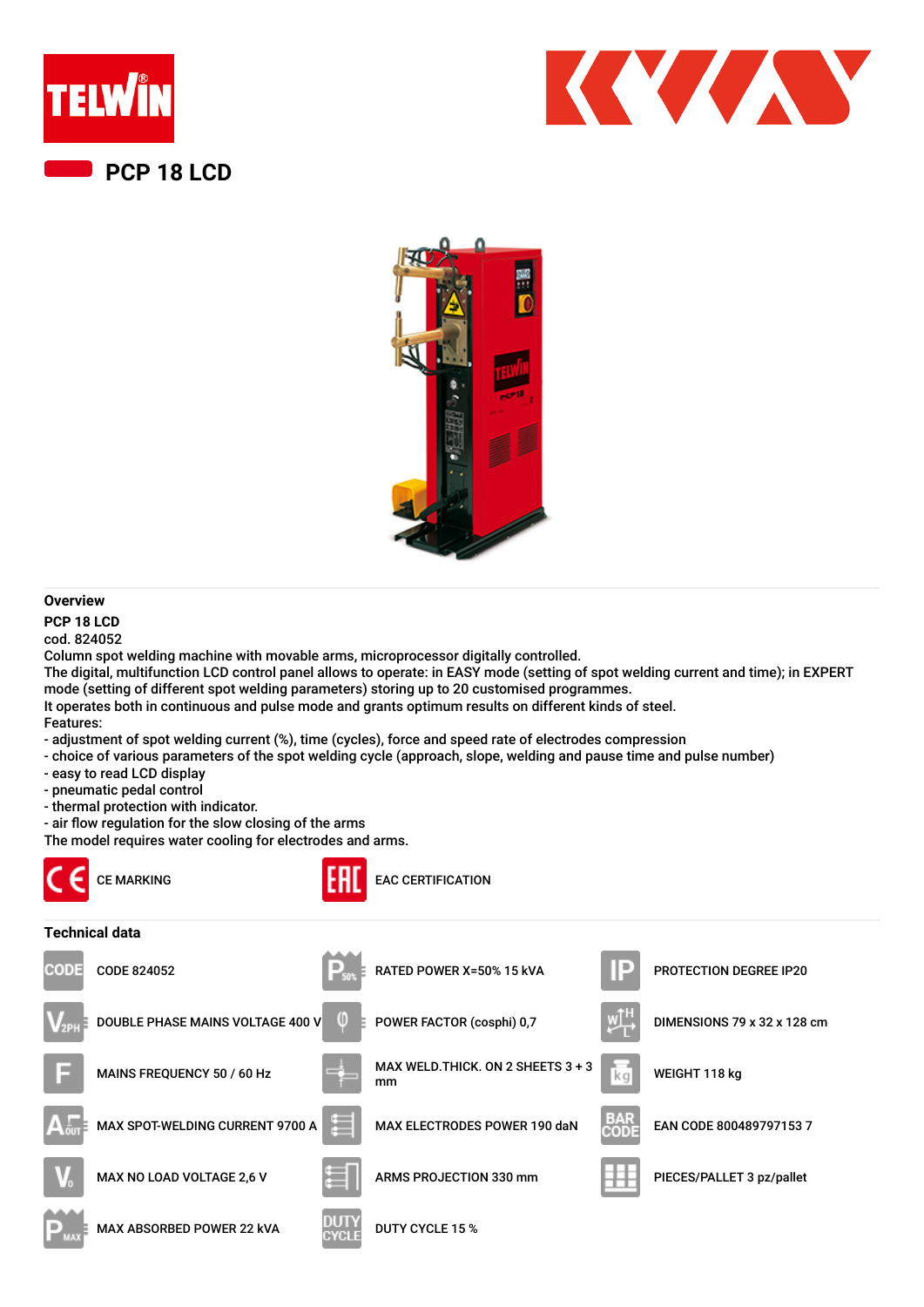# PCP 18 LCD

## Overview

**PCP 18 LCD**

cod. 824052

Column spot welding machine with movable arms, microprocessor digitally controlled.
The digital, multifunction LCD control panel allows to operate: in EASY mode (setting of spot welding current and time); in EXPERT mode (setting of different spot welding parameters) storing up to 20 customised programmes.
It operates both in continuous and pulse mode and grants optimum results on different kinds of steel.
Features:

- adjustment of spot welding current (%), time (cycles), force and speed rate of electrodes compression
- choice of various parameters of the spot welding cycle (approach, slope, welding and pause time and pulse number)
- easy to read LCD display
- pneumatic pedal control
- thermal protection with indicator.
- air flow regulation for the slow closing of the arms

The model requires water cooling for electrodes and arms.

CE MARKING

EAC CERTIFICATION

## Technical data

| | | |
|---|---|---|
| CODE 824052 | RATED POWER X=50% 15 kVA | PROTECTION DEGREE IP20 |
| DOUBLE PHASE MAINS VOLTAGE 400 V | POWER FACTOR (cosphi) 0,7 | DIMENSIONS 79 x 32 x 128 cm |
| MAINS FREQUENCY 50 / 60 Hz | MAX WELD.THICK. ON 2 SHEETS 3 + 3 mm | WEIGHT 118 kg |
| MAX SPOT-WELDING CURRENT 9700 A | MAX ELECTRODES POWER 190 daN | EAN CODE 800489797153 7 |
| MAX NO LOAD VOLTAGE 2,6 V | ARMS PROJECTION 330 mm | PIECES/PALLET 3 pz/pallet |
| MAX ABSORBED POWER 22 kVA | DUTY CYCLE 15 % | |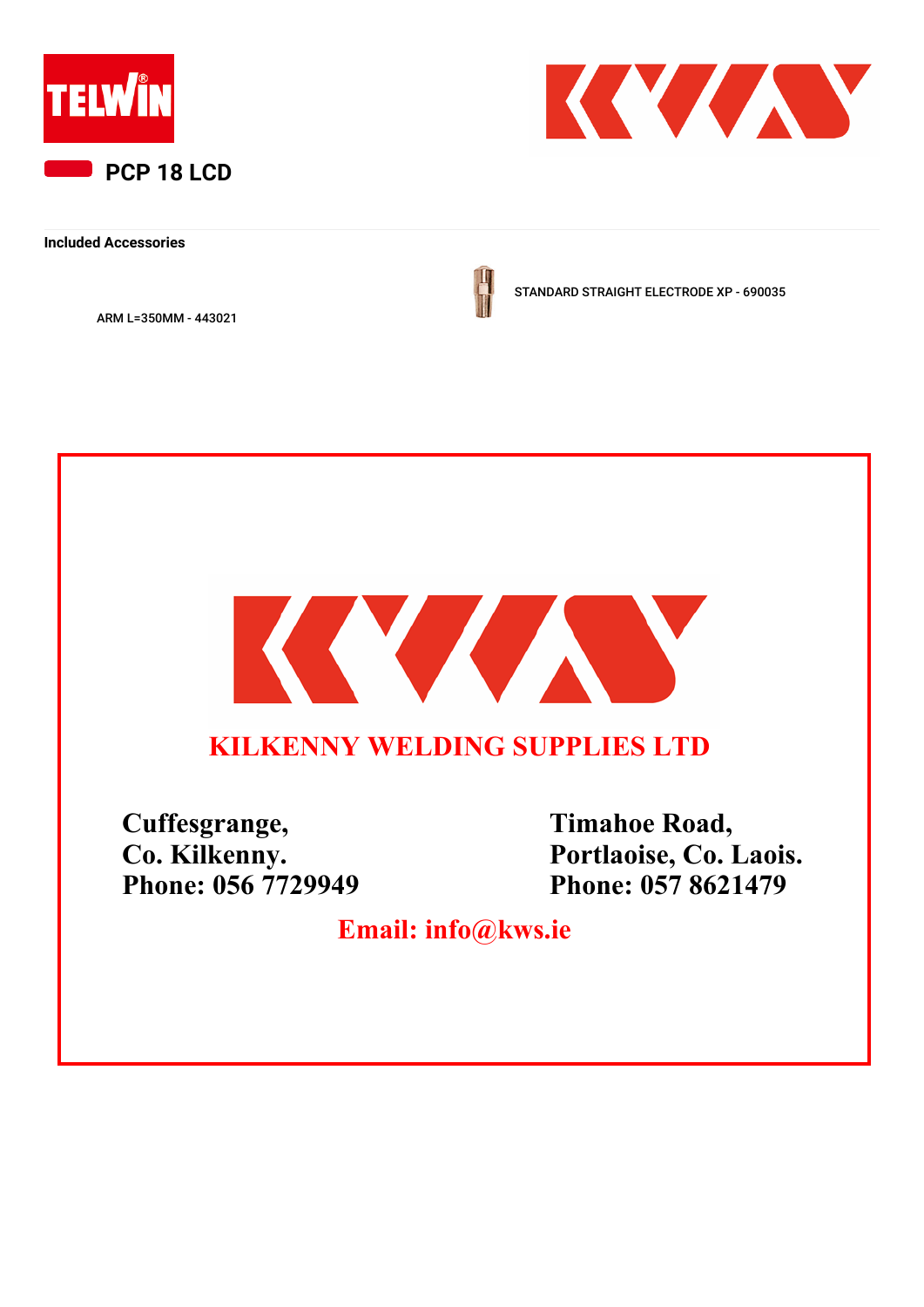TELWIN

## PCP 18 LCD

### Included Accessories

ARM L=350MM - 443021

STANDARD STRAIGHT ELECTRODE XP - 690035

**KILKENNY WELDING SUPPLIES LTD**

**Cuffesgrange,**
**Co. Kilkenny.**
**Phone: 056 7729949**

**Timahoe Road,**
**Portlaoise, Co. Laois.**
**Phone: 057 8621479**

**Email: info@kws.ie**